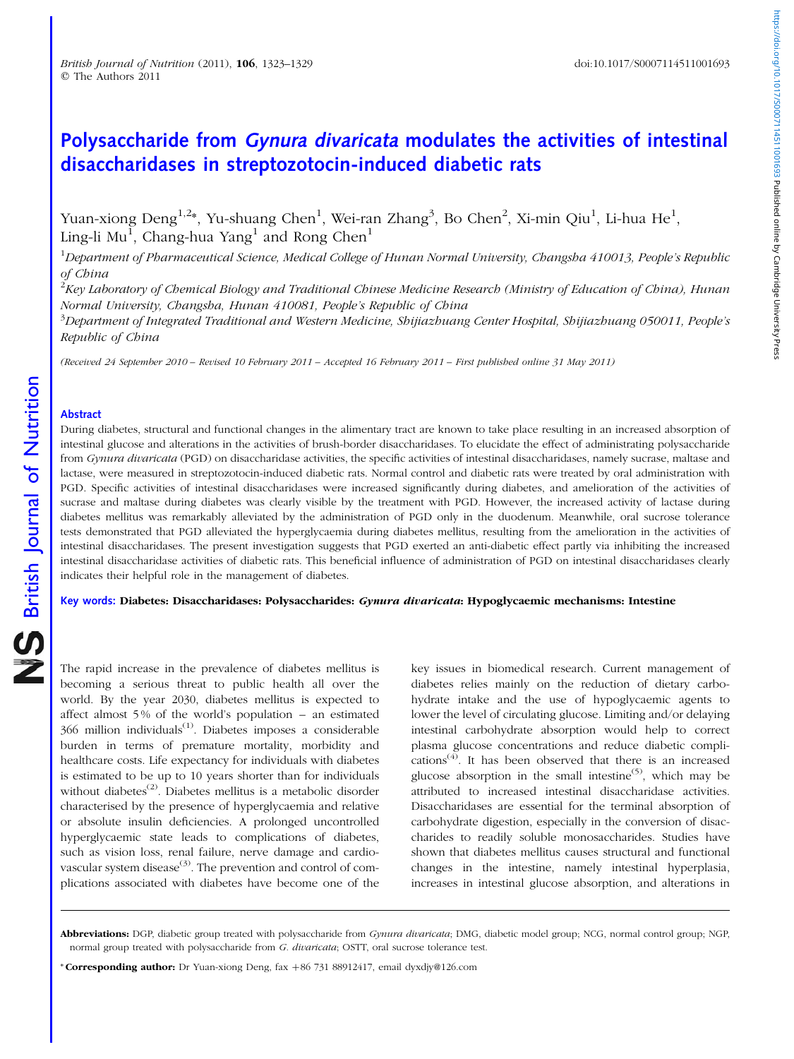# Polysaccharide from *Gynura divaricata* modulates the activities of intestinal disaccharidases in streptozotocin-induced diabetic rats

Yuan-xiong Deng[1,2]*, Yu-shuang Chen[1], Wei-ran Zhang[3], Bo Chen[2], Xi-min Qiu[1], Li-hua He[1], Ling-li Mu[1], Chang-hua Yang[1] and Rong Chen[1]

[1]*Department of Pharmaceutical Science, Medical College of Hunan Normal University, Changsha 410013, People's Republic of China*

[2]*Key Laboratory of Chemical Biology and Traditional Chinese Medicine Research (Ministry of Education of China), Hunan Normal University, Changsha, Hunan 410081, People's Republic of China*

[3]*Department of Integrated Traditional and Western Medicine, Shijiazhuang Center Hospital, Shijiazhuang 050011, People's Republic of China*

*(Received 24 September 2010 – Revised 10 February 2011 – Accepted 16 February 2011 – First published online 31 May 2011)*

## Abstract

During diabetes, structural and functional changes in the alimentary tract are known to take place resulting in an increased absorption of intestinal glucose and alterations in the activities of brush-border disaccharidases. To elucidate the effect of administrating polysaccharide from *Gynura divaricata* (PGD) on disaccharidase activities, the specific activities of intestinal disaccharidases, namely sucrase, maltase and lactase, were measured in streptozotocin-induced diabetic rats. Normal control and diabetic rats were treated by oral administration with PGD. Specific activities of intestinal disaccharidases were increased significantly during diabetes, and amelioration of the activities of sucrase and maltase during diabetes was clearly visible by the treatment with PGD. However, the increased activity of lactase during diabetes mellitus was remarkably alleviated by the administration of PGD only in the duodenum. Meanwhile, oral sucrose tolerance tests demonstrated that PGD alleviated the hyperglycaemia during diabetes mellitus, resulting from the amelioration in the activities of intestinal disaccharidases. The present investigation suggests that PGD exerted an anti-diabetic effect partly via inhibiting the increased intestinal disaccharidase activities of diabetic rats. This beneficial influence of administration of PGD on intestinal disaccharidases clearly indicates their helpful role in the management of diabetes.

**Key words: Diabetes: Disaccharidases: Polysaccharides: *Gynura divaricata*: Hypoglycaemic mechanisms: Intestine**

The rapid increase in the prevalence of diabetes mellitus is becoming a serious threat to public health all over the world. By the year 2030, diabetes mellitus is expected to affect almost 5 % of the world's population – an estimated 366 million individuals[1]. Diabetes imposes a considerable burden in terms of premature mortality, morbidity and healthcare costs. Life expectancy for individuals with diabetes is estimated to be up to 10 years shorter than for individuals without diabetes[2]. Diabetes mellitus is a metabolic disorder characterised by the presence of hyperglycaemia and relative or absolute insulin deficiencies. A prolonged uncontrolled hyperglycaemic state leads to complications of diabetes, such as vision loss, renal failure, nerve damage and cardiovascular system disease[3]. The prevention and control of complications associated with diabetes have become one of the key issues in biomedical research. Current management of diabetes relies mainly on the reduction of dietary carbohydrate intake and the use of hypoglycaemic agents to lower the level of circulating glucose. Limiting and/or delaying intestinal carbohydrate absorption would help to correct plasma glucose concentrations and reduce diabetic complications[4]. It has been observed that there is an increased glucose absorption in the small intestine[5], which may be attributed to increased intestinal disaccharidase activities. Disaccharidases are essential for the terminal absorption of carbohydrate digestion, especially in the conversion of disaccharides to readily soluble monosaccharides. Studies have shown that diabetes mellitus causes structural and functional changes in the intestine, namely intestinal hyperplasia, increases in intestinal glucose absorption, and alterations in

**Abbreviations:** DGP, diabetic group treated with polysaccharide from *Gynura divaricata*; DMG, diabetic model group; NCG, normal control group; NGP, normal group treated with polysaccharide from *G. divaricata*; OSTT, oral sucrose tolerance test.

\* **Corresponding author:** Dr Yuan-xiong Deng, fax +86 731 88912417, email dyxdjy@126.com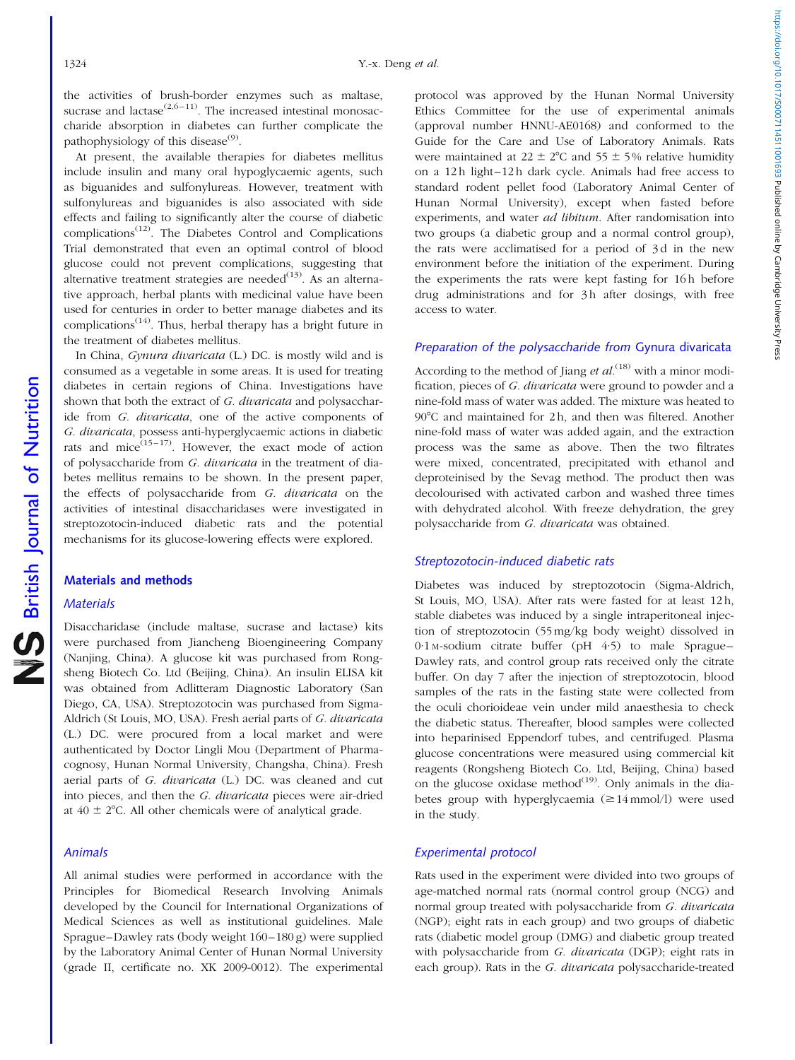the activities of brush-border enzymes such as maltase, sucrase and lactase[2,6–11]. The increased intestinal monosaccharide absorption in diabetes can further complicate the pathophysiology of this disease[9].

At present, the available therapies for diabetes mellitus include insulin and many oral hypoglycaemic agents, such as biguanides and sulfonylureas. However, treatment with sulfonylureas and biguanides is also associated with side effects and failing to significantly alter the course of diabetic complications[12]. The Diabetes Control and Complications Trial demonstrated that even an optimal control of blood glucose could not prevent complications, suggesting that alternative treatment strategies are needed[13]. As an alternative approach, herbal plants with medicinal value have been used for centuries in order to better manage diabetes and its complications[14]. Thus, herbal therapy has a bright future in the treatment of diabetes mellitus.

In China, *Gynura divaricata* (L.) DC. is mostly wild and is consumed as a vegetable in some areas. It is used for treating diabetes in certain regions of China. Investigations have shown that both the extract of *G. divaricata* and polysaccharide from *G. divaricata*, one of the active components of *G. divaricata*, possess anti-hyperglycaemic actions in diabetic rats and mice[15–17]. However, the exact mode of action of polysaccharide from *G. divaricata* in the treatment of diabetes mellitus remains to be shown. In the present paper, the effects of polysaccharide from *G. divaricata* on the activities of intestinal disaccharidases were investigated in streptozotocin-induced diabetic rats and the potential mechanisms for its glucose-lowering effects were explored.

## Materials and methods

### Materials

Disaccharidase (include maltase, sucrase and lactase) kits were purchased from Jiancheng Bioengineering Company (Nanjing, China). A glucose kit was purchased from Rongsheng Biotech Co. Ltd (Beijing, China). An insulin ELISA kit was obtained from Adlitteram Diagnostic Laboratory (San Diego, CA, USA). Streptozotocin was purchased from Sigma-Aldrich (St Louis, MO, USA). Fresh aerial parts of *G. divaricata* (L.) DC. were procured from a local market and were authenticated by Doctor Lingli Mou (Department of Pharmacognosy, Hunan Normal University, Changsha, China). Fresh aerial parts of *G. divaricata* (L.) DC. was cleaned and cut into pieces, and then the *G. divaricata* pieces were air-dried at 40 ± 2°C. All other chemicals were of analytical grade.

### Animals

All animal studies were performed in accordance with the Principles for Biomedical Research Involving Animals developed by the Council for International Organizations of Medical Sciences as well as institutional guidelines. Male Sprague–Dawley rats (body weight 160–180 g) were supplied by the Laboratory Animal Center of Hunan Normal University (grade II, certificate no. XK 2009-0012). The experimental protocol was approved by the Hunan Normal University Ethics Committee for the use of experimental animals (approval number HNNU-AE0168) and conformed to the Guide for the Care and Use of Laboratory Animals. Rats were maintained at 22 ± 2°C and 55 ± 5 % relative humidity on a 12 h light–12 h dark cycle. Animals had free access to standard rodent pellet food (Laboratory Animal Center of Hunan Normal University), except when fasted before experiments, and water *ad libitum*. After randomisation into two groups (a diabetic group and a normal control group), the rats were acclimatised for a period of 3 d in the new environment before the initiation of the experiment. During the experiments the rats were kept fasting for 16 h before drug administrations and for 3 h after dosings, with free access to water.

### Preparation of the polysaccharide from *Gynura divaricata*

According to the method of Jiang *et al.*[18] with a minor modification, pieces of *G. divaricata* were ground to powder and a nine-fold mass of water was added. The mixture was heated to 90°C and maintained for 2 h, and then was filtered. Another nine-fold mass of water was added again, and the extraction process was the same as above. Then the two filtrates were mixed, concentrated, precipitated with ethanol and deproteinised by the Sevag method. The product then was decolourised with activated carbon and washed three times with dehydrated alcohol. With freeze dehydration, the grey polysaccharide from *G. divaricata* was obtained.

### Streptozotocin-induced diabetic rats

Diabetes was induced by streptozotocin (Sigma-Aldrich, St Louis, MO, USA). After rats were fasted for at least 12 h, stable diabetes was induced by a single intraperitoneal injection of streptozotocin (55 mg/kg body weight) dissolved in 0·1 M-sodium citrate buffer (pH 4·5) to male Sprague–Dawley rats, and control group rats received only the citrate buffer. On day 7 after the injection of streptozotocin, blood samples of the rats in the fasting state were collected from the oculi chorioideae vein under mild anaesthesia to check the diabetic status. Thereafter, blood samples were collected into heparinised Eppendorf tubes, and centrifuged. Plasma glucose concentrations were measured using commercial kit reagents (Rongsheng Biotech Co. Ltd, Beijing, China) based on the glucose oxidase method[19]. Only animals in the diabetes group with hyperglycaemia (≥14 mmol/l) were used in the study.

### Experimental protocol

Rats used in the experiment were divided into two groups of age-matched normal rats (normal control group (NCG) and normal group treated with polysaccharide from *G. divaricata* (NGP); eight rats in each group) and two groups of diabetic rats (diabetic model group (DMG) and diabetic group treated with polysaccharide from *G. divaricata* (DGP); eight rats in each group). Rats in the *G. divaricata* polysaccharide-treated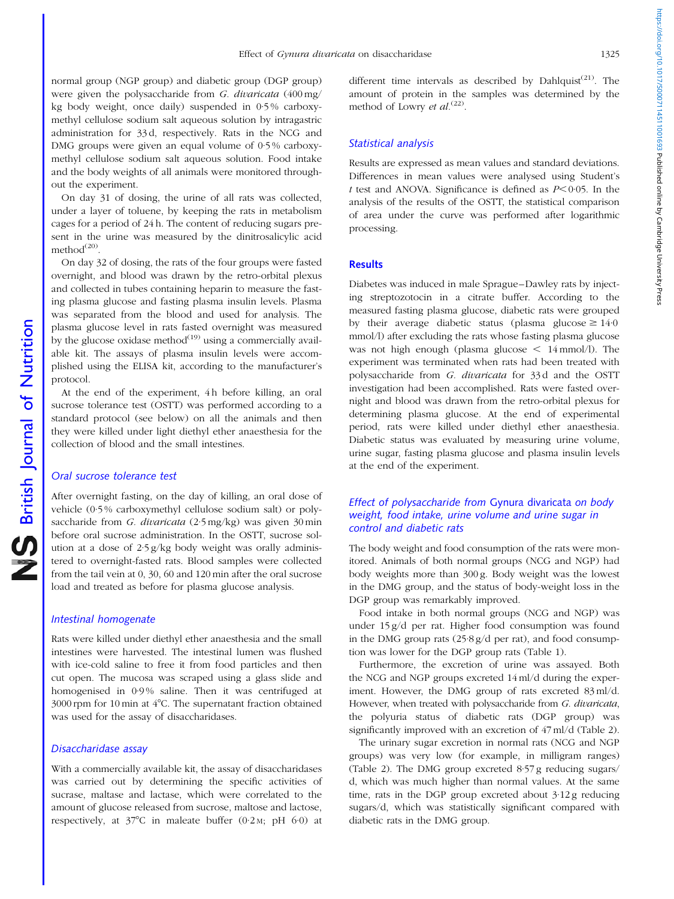normal group (NGP group) and diabetic group (DGP group) were given the polysaccharide from *G. divaricata* (400 mg/kg body weight, once daily) suspended in 0·5 % carboxymethyl cellulose sodium salt aqueous solution by intragastric administration for 33 d, respectively. Rats in the NCG and DMG groups were given an equal volume of 0·5 % carboxymethyl cellulose sodium salt aqueous solution. Food intake and the body weights of all animals were monitored throughout the experiment.

On day 31 of dosing, the urine of all rats was collected, under a layer of toluene, by keeping the rats in metabolism cages for a period of 24 h. The content of reducing sugars present in the urine was measured by the dinitrosalicylic acid method[20].

On day 32 of dosing, the rats of the four groups were fasted overnight, and blood was drawn by the retro-orbital plexus and collected in tubes containing heparin to measure the fasting plasma glucose and fasting plasma insulin levels. Plasma was separated from the blood and used for analysis. The plasma glucose level in rats fasted overnight was measured by the glucose oxidase method[19] using a commercially available kit. The assays of plasma insulin levels were accomplished using the ELISA kit, according to the manufacturer's protocol.

At the end of the experiment, 4 h before killing, an oral sucrose tolerance test (OSTT) was performed according to a standard protocol (see below) on all the animals and then they were killed under light diethyl ether anaesthesia for the collection of blood and the small intestines.

### Oral sucrose tolerance test

After overnight fasting, on the day of killing, an oral dose of vehicle (0·5 % carboxymethyl cellulose sodium salt) or polysaccharide from *G. divaricata* (2·5 mg/kg) was given 30 min before oral sucrose administration. In the OSTT, sucrose solution at a dose of 2·5 g/kg body weight was orally administered to overnight-fasted rats. Blood samples were collected from the tail vein at 0, 30, 60 and 120 min after the oral sucrose load and treated as before for plasma glucose analysis.

### Intestinal homogenate

Rats were killed under diethyl ether anaesthesia and the small intestines were harvested. The intestinal lumen was flushed with ice-cold saline to free it from food particles and then cut open. The mucosa was scraped using a glass slide and homogenised in 0·9 % saline. Then it was centrifuged at 3000 rpm for 10 min at 4°C. The supernatant fraction obtained was used for the assay of disaccharidases.

### Disaccharidase assay

With a commercially available kit, the assay of disaccharidases was carried out by determining the specific activities of sucrase, maltase and lactase, which were correlated to the amount of glucose released from sucrose, maltose and lactose, respectively, at 37°C in maleate buffer (0·2 M; pH 6·0) at different time intervals as described by Dahlquist[21]. The amount of protein in the samples was determined by the method of Lowry *et al.*[22].

### Statistical analysis

Results are expressed as mean values and standard deviations. Differences in mean values were analysed using Student's *t* test and ANOVA. Significance is defined as $P < 0·05$. In the analysis of the results of the OSTT, the statistical comparison of area under the curve was performed after logarithmic processing.

## Results

Diabetes was induced in male Sprague–Dawley rats by injecting streptozotocin in a citrate buffer. According to the measured fasting plasma glucose, diabetic rats were grouped by their average diabetic status (plasma glucose $\geq$ 14·0 mmol/l) after excluding the rats whose fasting plasma glucose was not high enough (plasma glucose < 14 mmol/l). The experiment was terminated when rats had been treated with polysaccharide from *G. divaricata* for 33 d and the OSTT investigation had been accomplished. Rats were fasted overnight and blood was drawn from the retro-orbital plexus for determining plasma glucose. At the end of experimental period, rats were killed under diethyl ether anaesthesia. Diabetic status was evaluated by measuring urine volume, urine sugar, fasting plasma glucose and plasma insulin levels at the end of the experiment.

### Effect of polysaccharide from *Gynura divaricata* on body weight, food intake, urine volume and urine sugar in control and diabetic rats

The body weight and food consumption of the rats were monitored. Animals of both normal groups (NCG and NGP) had body weights more than 300 g. Body weight was the lowest in the DMG group, and the status of body-weight loss in the DGP group was remarkably improved.

Food intake in both normal groups (NCG and NGP) was under 15 g/d per rat. Higher food consumption was found in the DMG group rats (25·8 g/d per rat), and food consumption was lower for the DGP group rats (Table 1).

Furthermore, the excretion of urine was assayed. Both the NCG and NGP groups excreted 14 ml/d during the experiment. However, the DMG group of rats excreted 83 ml/d. However, when treated with polysaccharide from *G. divaricata*, the polyuria status of diabetic rats (DGP group) was significantly improved with an excretion of 47 ml/d (Table 2).

The urinary sugar excretion in normal rats (NCG and NGP groups) was very low (for example, in milligram ranges) (Table 2). The DMG group excreted 8·57 g reducing sugars/d, which was much higher than normal values. At the same time, rats in the DGP group excreted about 3·12 g reducing sugars/d, which was statistically significant compared with diabetic rats in the DMG group.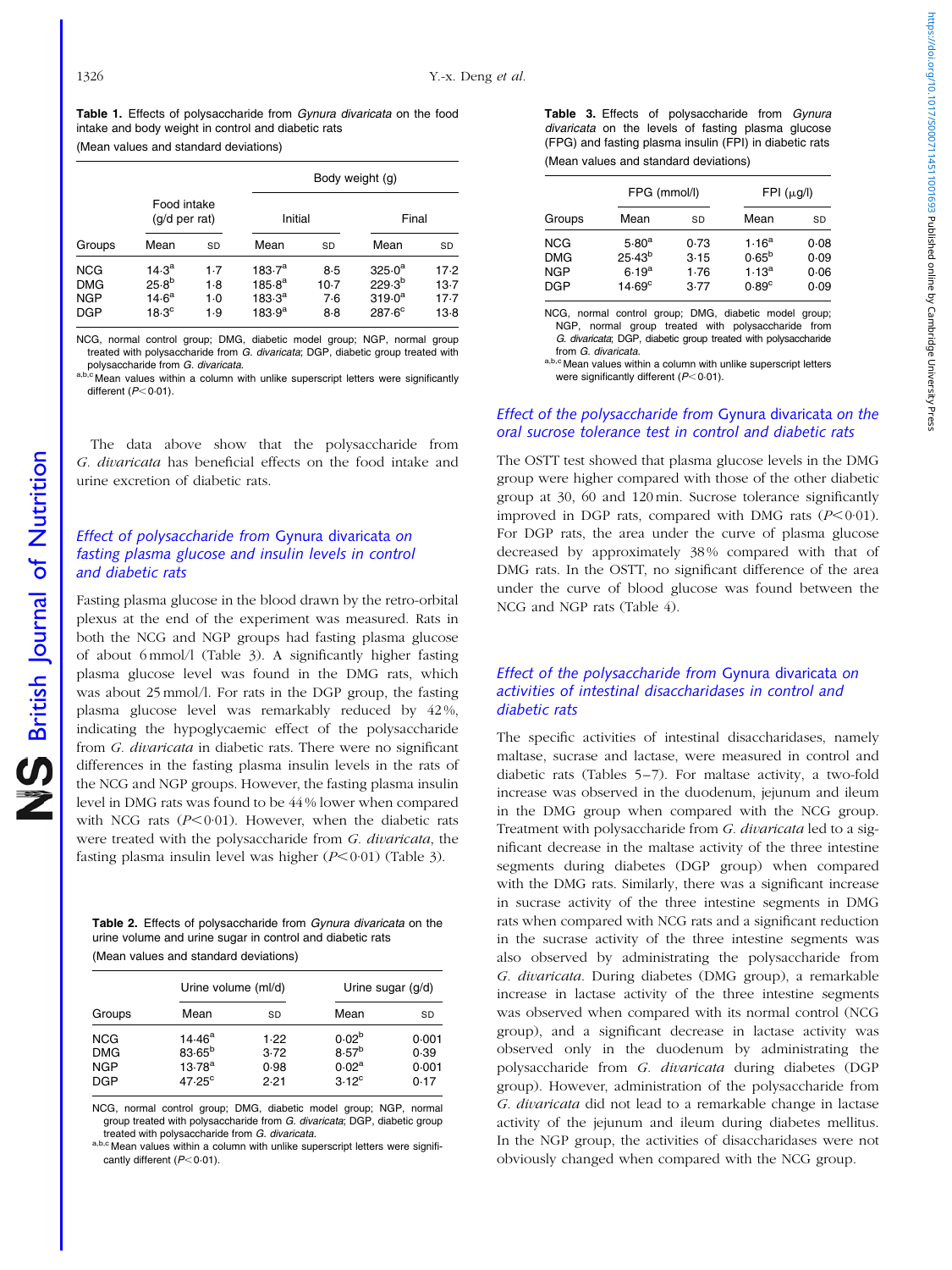**Table 1.** Effects of polysaccharide from *Gynura divaricata* on the food intake and body weight in control and diabetic rats

(Mean values and standard deviations)

| | Food intake (g/d per rat) | | Body weight (g) | | | |
|---|---|---|---|---|---|---|
| | | | Initial | | Final | |
| Groups | Mean | SD | Mean | SD | Mean | SD |
| NCG | 14·3[a] | 1·7 | 183·7[a] | 8·5 | 325·0[a] | 17·2 |
| DMG | 25·8[b] | 1·8 | 185·8[a] | 10·7 | 229·3[b] | 13·7 |
| NGP | 14·6[a] | 1·0 | 183·3[a] | 7·6 | 319·0[a] | 17·7 |
| DGP | 18·3[c] | 1·9 | 183·9[a] | 8·8 | 287·6[c] | 13·8 |

NCG, normal control group; DMG, diabetic model group; NGP, normal group treated with polysaccharide from *G. divaricata*; DGP, diabetic group treated with polysaccharide from *G. divaricata*.
[a,b,c] Mean values within a column with unlike superscript letters were significantly different ($P<0·01$).

The data above show that the polysaccharide from *G. divaricata* has beneficial effects on the food intake and urine excretion of diabetic rats.

### Effect of polysaccharide from *Gynura divaricata* on fasting plasma glucose and insulin levels in control and diabetic rats

Fasting plasma glucose in the blood drawn by the retro-orbital plexus at the end of the experiment was measured. Rats in both the NCG and NGP groups had fasting plasma glucose of about 6 mmol/l (Table 3). A significantly higher fasting plasma glucose level was found in the DMG rats, which was about 25 mmol/l. For rats in the DGP group, the fasting plasma glucose level was remarkably reduced by 42 %, indicating the hypoglycaemic effect of the polysaccharide from *G. divaricata* in diabetic rats. There were no significant differences in the fasting plasma insulin levels in the rats of the NCG and NGP groups. However, the fasting plasma insulin level in DMG rats was found to be 44 % lower when compared with NCG rats ($P<0·01$). However, when the diabetic rats were treated with the polysaccharide from *G. divaricata*, the fasting plasma insulin level was higher ($P<0·01$) (Table 3).

**Table 2.** Effects of polysaccharide from *Gynura divaricata* on the urine volume and urine sugar in control and diabetic rats

(Mean values and standard deviations)

| | Urine volume (ml/d) | | Urine sugar (g/d) | |
|---|---|---|---|---|
| Groups | Mean | SD | Mean | SD |
| NCG | 14·46[a] | 1·22 | 0·02[b] | 0·001 |
| DMG | 83·65[b] | 3·72 | 8·57[b] | 0·39 |
| NGP | 13·78[a] | 0·98 | 0·02[a] | 0·001 |
| DGP | 47·25[c] | 2·21 | 3·12[c] | 0·17 |

NCG, normal control group; DMG, diabetic model group; NGP, normal group treated with polysaccharide from *G. divaricata*; DGP, diabetic group treated with polysaccharide from *G. divaricata*.
[a,b,c] Mean values within a column with unlike superscript letters were significantly different ($P<0·01$).

**Table 3.** Effects of polysaccharide from *Gynura divaricata* on the levels of fasting plasma glucose (FPG) and fasting plasma insulin (FPI) in diabetic rats

(Mean values and standard deviations)

| | FPG (mmol/l) | | FPI (μg/l) | |
|---|---|---|---|---|
| Groups | Mean | SD | Mean | SD |
| NCG | 5·80[a] | 0·73 | 1·16[a] | 0·08 |
| DMG | 25·43[b] | 3·15 | 0·65[b] | 0·09 |
| NGP | 6·19[a] | 1·76 | 1·13[a] | 0·06 |
| DGP | 14·69[c] | 3·77 | 0·89[c] | 0·09 |

NCG, normal control group; DMG, diabetic model group; NGP, normal group treated with polysaccharide from *G. divaricata*; DGP, diabetic group treated with polysaccharide from *G. divaricata*.
[a,b,c] Mean values within a column with unlike superscript letters were significantly different ($P<0·01$).

### Effect of the polysaccharide from *Gynura divaricata* on the oral sucrose tolerance test in control and diabetic rats

The OSTT test showed that plasma glucose levels in the DMG group were higher compared with those of the other diabetic group at 30, 60 and 120 min. Sucrose tolerance significantly improved in DGP rats, compared with DMG rats ($P<0·01$). For DGP rats, the area under the curve of plasma glucose decreased by approximately 38 % compared with that of DMG rats. In the OSTT, no significant difference of the area under the curve of blood glucose was found between the NCG and NGP rats (Table 4).

### Effect of the polysaccharide from *Gynura divaricata* on activities of intestinal disaccharidases in control and diabetic rats

The specific activities of intestinal disaccharidases, namely maltase, sucrase and lactase, were measured in control and diabetic rats (Tables 5–7). For maltase activity, a two-fold increase was observed in the duodenum, jejunum and ileum in the DMG group when compared with the NCG group. Treatment with polysaccharide from *G. divaricata* led to a significant decrease in the maltase activity of the three intestine segments during diabetes (DGP group) when compared with the DMG rats. Similarly, there was a significant increase in sucrase activity of the three intestine segments in DMG rats when compared with NCG rats and a significant reduction in the sucrase activity of the three intestine segments was also observed by administrating the polysaccharide from *G. divaricata*. During diabetes (DMG group), a remarkable increase in lactase activity of the three intestine segments was observed when compared with its normal control (NCG group), and a significant decrease in lactase activity was observed only in the duodenum by administrating the polysaccharide from *G. divaricata* during diabetes (DGP group). However, administration of the polysaccharide from *G. divaricata* did not lead to a remarkable change in lactase activity of the jejunum and ileum during diabetes mellitus. In the NGP group, the activities of disaccharidases were not obviously changed when compared with the NCG group.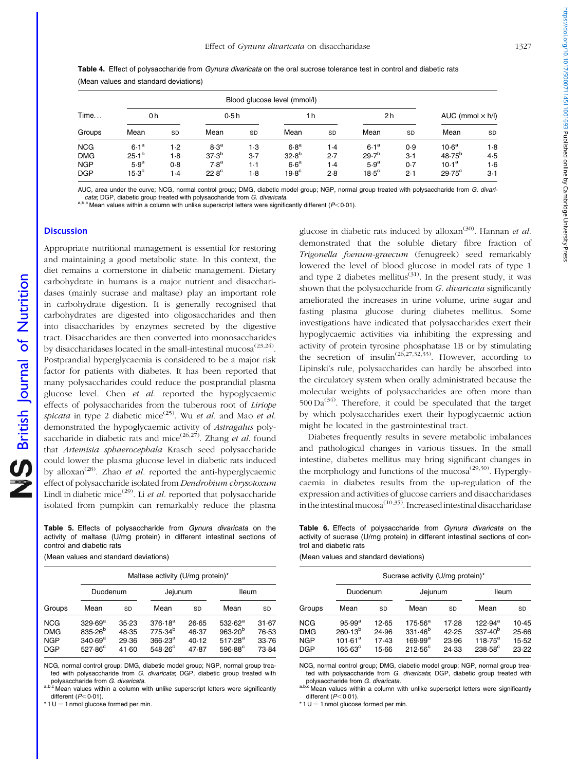**Table 4.** Effect of polysaccharide from *Gynura divaricata* on the oral sucrose tolerance test in control and diabetic rats

(Mean values and standard deviations)

| | Blood glucose level (mmol/l) | | | | | | | | | |
|---|---|---|---|---|---|---|---|---|---|---|
| Time... | 0 h | | 0·5 h | | 1 h | | 2 h | | AUC (mmol × h/l) | |
| Groups | Mean | SD | Mean | SD | Mean | SD | Mean | SD | Mean | SD |
| NCG | 6·1[a] | 1·2 | 8·3[a] | 1·3 | 6·8[a] | 1·4 | 6·1[a] | 0·9 | 10·6[a] | 1·8 |
| DMG | 25·1[b] | 1·8 | 37·3[b] | 3·7 | 32·8[b] | 2·7 | 29·7[b] | 3·1 | 48·75[b] | 4·5 |
| NGP | 5·9[a] | 0·8 | 7·8[a] | 1·1 | 6·6[a] | 1·4 | 5·9[a] | 0·7 | 10·1[a] | 1·6 |
| DGP | 15·3[c] | 1·4 | 22·8[c] | 1·8 | 19·8[c] | 2·8 | 18·5[c] | 2·1 | 29·75[c] | 3·1 |

AUC, area under the curve; NCG, normal control group; DMG, diabetic model group; NGP, normal group treated with polysaccharide from *G. divaricata*; DGP, diabetic group treated with polysaccharide from *G. divaricata*.
[a,b,c] Mean values within a column with unlike superscript letters were significantly different ($P<0·01$).

## Discussion

Appropriate nutritional management is essential for restoring and maintaining a good metabolic state. In this context, the diet remains a cornerstone in diabetic management. Dietary carbohydrate in humans is a major nutrient and disaccharidases (mainly sucrase and maltase) play an important role in carbohydrate digestion. It is generally recognised that carbohydrates are digested into oligosaccharides and then into disaccharides by enzymes secreted by the digestive tract. Disaccharides are then converted into monosaccharides by disaccharidases located in the small-intestinal mucosa[23,24]. Postprandial hyperglycaemia is considered to be a major risk factor for patients with diabetes. It has been reported that many polysaccharides could reduce the postprandial plasma glucose level. Chen *et al.* reported the hypoglycaemic effects of polysaccharides from the tuberous root of *Liriope spicata* in type 2 diabetic mice[25]. Wu *et al.* and Mao *et al.* demonstrated the hypoglycaemic activity of *Astragalus* polysaccharide in diabetic rats and mice[26,27]. Zhang *et al.* found that *Artemisia sphaerocephala* Krasch seed polysaccharide could lower the plasma glucose level in diabetic rats induced by alloxan[28]. Zhao *et al.* reported the anti-hyperglycaemic effect of polysaccharide isolated from *Dendrobium chrysotoxum* Lindl in diabetic mice[29]. Li *et al.* reported that polysaccharide isolated from pumpkin can remarkably reduce the plasma glucose in diabetic rats induced by alloxan[30]. Hannan *et al.* demonstrated that the soluble dietary fibre fraction of *Trigonella foenum-graecum* (fenugreek) seed remarkably lowered the level of blood glucose in model rats of type 1 and type 2 diabetes mellitus[31]. In the present study, it was shown that the polysaccharide from *G. divaricata* significantly ameliorated the increases in urine volume, urine sugar and fasting plasma glucose during diabetes mellitus. Some investigations have indicated that polysaccharides exert their hypoglycaemic activities via inhibiting the expressing and activity of protein tyrosine phosphatase 1B or by stimulating the secretion of insulin[26,27,32,33]. However, according to Lipinski's rule, polysaccharides can hardly be absorbed into the circulatory system when orally administrated because the molecular weights of polysaccharides are often more than 500 Da[34]. Therefore, it could be speculated that the target by which polysaccharides exert their hypoglycaemic action might be located in the gastrointestinal tract.

Diabetes frequently results in severe metabolic imbalances and pathological changes in various tissues. In the small intestine, diabetes mellitus may bring significant changes in the morphology and functions of the mucosa[29,30]. Hyperglycaemia in diabetes results from the up-regulation of the expression and activities of glucose carriers and disaccharidases in the intestinal mucosa[10,35]. Increased intestinal disaccharidase

**Table 5.** Effects of polysaccharide from *Gynura divaricata* on the activity of maltase (U/mg protein) in different intestinal sections of control and diabetic rats

(Mean values and standard deviations)

| | Maltase activity (U/mg protein)* | | | | | |
|---|---|---|---|---|---|---|
| | Duodenum | | Jejunum | | Ileum | |
| Groups | Mean | SD | Mean | SD | Mean | SD |
| NCG | 329·69[a] | 35·23 | 376·18[a] | 26·65 | 532·62[a] | 31·67 |
| DMG | 835·26[b] | 48·35 | 775·34[b] | 46·37 | 963·20[b] | 76·53 |
| NGP | 340·69[a] | 29·36 | 366·23[a] | 40·12 | 517·28[a] | 33·76 |
| DGP | 527·86[c] | 41·60 | 548·26[c] | 47·87 | 596·88[c] | 73·84 |

NCG, normal control group; DMG, diabetic model group; NGP, normal group treated with polysaccharide from *G. divaricata*; DGP, diabetic group treated with polysaccharide from *G. divaricata*.
[a,b,c] Mean values within a column with unlike superscript letters were significantly different ($P<0·01$).
* 1 U = 1 nmol glucose formed per min.

**Table 6.** Effects of polysaccharide from *Gynura divaricata* on the activity of sucrase (U/mg protein) in different intestinal sections of control and diabetic rats

(Mean values and standard deviations)

| | Sucrase activity (U/mg protein)* | | | | | |
|---|---|---|---|---|---|---|
| | Duodenum | | Jejunum | | Ileum | |
| Groups | Mean | SD | Mean | SD | Mean | SD |
| NCG | 95·99[a] | 12·65 | 175·56[a] | 17·28 | 122·94[a] | 10·45 |
| DMG | 260·13[b] | 24·96 | 331·46[b] | 42·25 | 337·40[b] | 25·66 |
| NGP | 101·61[a] | 17·43 | 169·99[a] | 23·96 | 118·75[a] | 15·52 |
| DGP | 165·63[c] | 15·66 | 212·56[c] | 24·33 | 238·58[c] | 23·22 |

NCG, normal control group; DMG, diabetic model group; NGP, normal group treated with polysaccharide from *G. divaricata*; DGP, diabetic group treated with polysaccharide from *G. divaricata*.
[a,b,c] Mean values within a column with unlike superscript letters were significantly different ($P<0·01$).
* 1 U = 1 nmol glucose formed per min.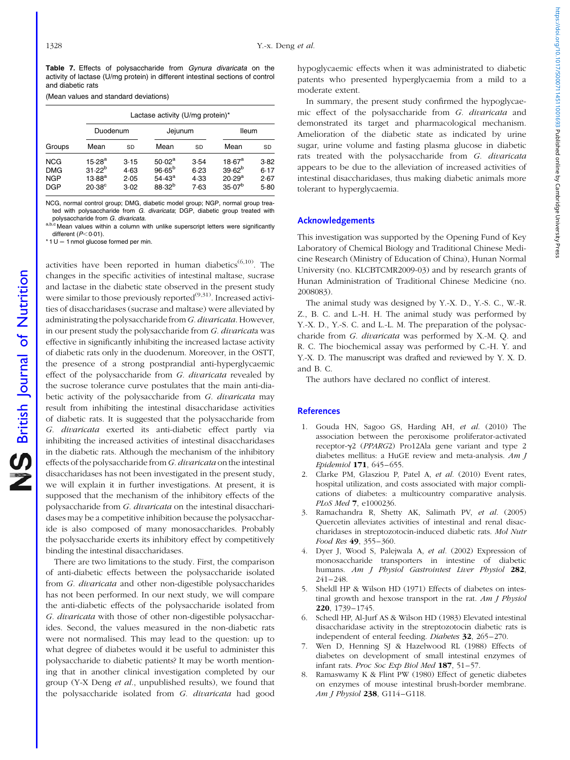**Table 7.** Effects of polysaccharide from *Gynura divaricata* on the activity of lactase (U/mg protein) in different intestinal sections of control and diabetic rats

(Mean values and standard deviations)

| | Lactase activity (U/mg protein)* | | | | | |
|---|---|---|---|---|---|---|
| | Duodenum | | Jejunum | | Ileum | |
| Groups | Mean | SD | Mean | SD | Mean | SD |
| NCG | 15·28[a] | 3·15 | 50·02[a] | 3·54 | 18·67[a] | 3·82 |
| DMG | 31·22[b] | 4·63 | 96·65[b] | 6·23 | 39·62[b] | 6·17 |
| NGP | 13·88[a] | 2·05 | 54·43[a] | 4·33 | 20·29[a] | 2·67 |
| DGP | 20·38[c] | 3·02 | 88·32[b] | 7·63 | 35·07[b] | 5·80 |

NCG, normal control group; DMG, diabetic model group; NGP, normal group treated with polysaccharide from *G. divaricata*; DGP, diabetic group treated with polysaccharide from *G. divaricata*.

a,b,c Mean values within a column with unlike superscript letters were significantly different ($P < 0·01$).

\* 1 U = 1 nmol glucose formed per min.

activities have been reported in human diabetics[6,10]. The changes in the specific activities of intestinal maltase, sucrase and lactase in the diabetic state observed in the present study were similar to those previously reported[9,31]. Increased activities of disaccharidases (sucrase and maltase) were alleviated by administrating the polysaccharide from *G. divaricata*. However, in our present study the polysaccharide from *G. divaricata* was effective in significantly inhibiting the increased lactase activity of diabetic rats only in the duodenum. Moreover, in the OSTT, the presence of a strong postprandial anti-hyperglycaemic effect of the polysaccharide from *G. divaricata* revealed by the sucrose tolerance curve postulates that the main anti-diabetic activity of the polysaccharide from *G. divaricata* may result from inhibiting the intestinal disaccharidase activities of diabetic rats. It is suggested that the polysaccharide from *G. divaricata* exerted its anti-diabetic effect partly via inhibiting the increased activities of intestinal disaccharidases in the diabetic rats. Although the mechanism of the inhibitory effects of the polysaccharide from *G. divaricata* on the intestinal disaccharidases has not been investigated in the present study, we will explain it in further investigations. At present, it is supposed that the mechanism of the inhibitory effects of the polysaccharide from *G. divaricata* on the intestinal disaccharidases may be a competitive inhibition because the polysaccharide is also composed of many monosaccharides. Probably the polysaccharide exerts its inhibitory effect by competitively binding the intestinal disaccharidases.

There are two limitations to the study. First, the comparison of anti-diabetic effects between the polysaccharide isolated from *G. divaricata* and other non-digestible polysaccharides has not been performed. In our next study, we will compare the anti-diabetic effects of the polysaccharide isolated from *G. divaricata* with those of other non-digestible polysaccharides. Second, the values measured in the non-diabetic rats were not normalised. This may lead to the question: up to what degree of diabetes would it be useful to administer this polysaccharide to diabetic patients? It may be worth mentioning that in another clinical investigation completed by our group (Y-X Deng *et al.*, unpublished results), we found that the polysaccharide isolated from *G. divaricata* had good hypoglycaemic effects when it was administrated to diabetic patents who presented hyperglycaemia from a mild to a moderate extent.

In summary, the present study confirmed the hypoglycaemic effect of the polysaccharide from *G. divaricata* and demonstrated its target and pharmacological mechanism. Amelioration of the diabetic state as indicated by urine sugar, urine volume and fasting plasma glucose in diabetic rats treated with the polysaccharide from *G. divaricata* appears to be due to the alleviation of increased activities of intestinal disaccharidases, thus making diabetic animals more tolerant to hyperglycaemia.

## Acknowledgements

This investigation was supported by the Opening Fund of Key Laboratory of Chemical Biology and Traditional Chinese Medicine Research (Ministry of Education of China), Hunan Normal University (no. KLCBTCMR2009-03) and by research grants of Hunan Administration of Traditional Chinese Medicine (no. 2008083).

The animal study was designed by Y.-X. D., Y.-S. C., W.-R. Z., B. C. and L.-H. H. The animal study was performed by Y.-X. D., Y.-S. C. and L.-L. M. The preparation of the polysaccharide from *G. divaricata* was performed by X.-M. Q. and R. C. The biochemical assay was performed by C.-H. Y. and Y.-X. D. The manuscript was drafted and reviewed by Y. X. D. and B. C.

The authors have declared no conflict of interest.

## References

1. Gouda HN, Sagoo GS, Harding AH, *et al.* (2010) The association between the peroxisome proliferator-activated receptor-γ2 (*PPARG2*) Pro12Ala gene variant and type 2 diabetes mellitus: a HuGE review and meta-analysis. *Am J Epidemiol* **171**, 645–655.
2. Clarke PM, Glasziou P, Patel A, *et al.* (2010) Event rates, hospital utilization, and costs associated with major complications of diabetes: a multicountry comparative analysis. *PLoS Med* **7**, e1000236.
3. Ramachandra R, Shetty AK, Salimath PV, *et al.* (2005) Quercetin alleviates activities of intestinal and renal disaccharidases in streptozotocin-induced diabetic rats. *Mol Nutr Food Res* **49**, 355–360.
4. Dyer J, Wood S, Palejwala A, *et al.* (2002) Expression of monosaccharide transporters in intestine of diabetic humans. *Am J Physiol Gastrointest Liver Physiol* **282**, 241–248.
5. Sheldl HP & Wilson HD (1971) Effects of diabetes on intestinal growth and hexose transport in the rat. *Am J Physiol* **220**, 1739–1745.
6. Schedl HP, Al-Jurf AS & Wilson HD (1983) Elevated intestinal disaccharidase activity in the streptozotocin diabetic rats is independent of enteral feeding. *Diabetes* **32**, 265–270.
7. Wen D, Henning SJ & Hazelwood RL (1988) Effects of diabetes on development of small intestinal enzymes of infant rats. *Proc Soc Exp Biol Med* **187**, 51–57.
8. Ramaswamy K & Flint PW (1980) Effect of genetic diabetes on enzymes of mouse intestinal brush-border membrane. *Am J Physiol* **238**, G114–G118.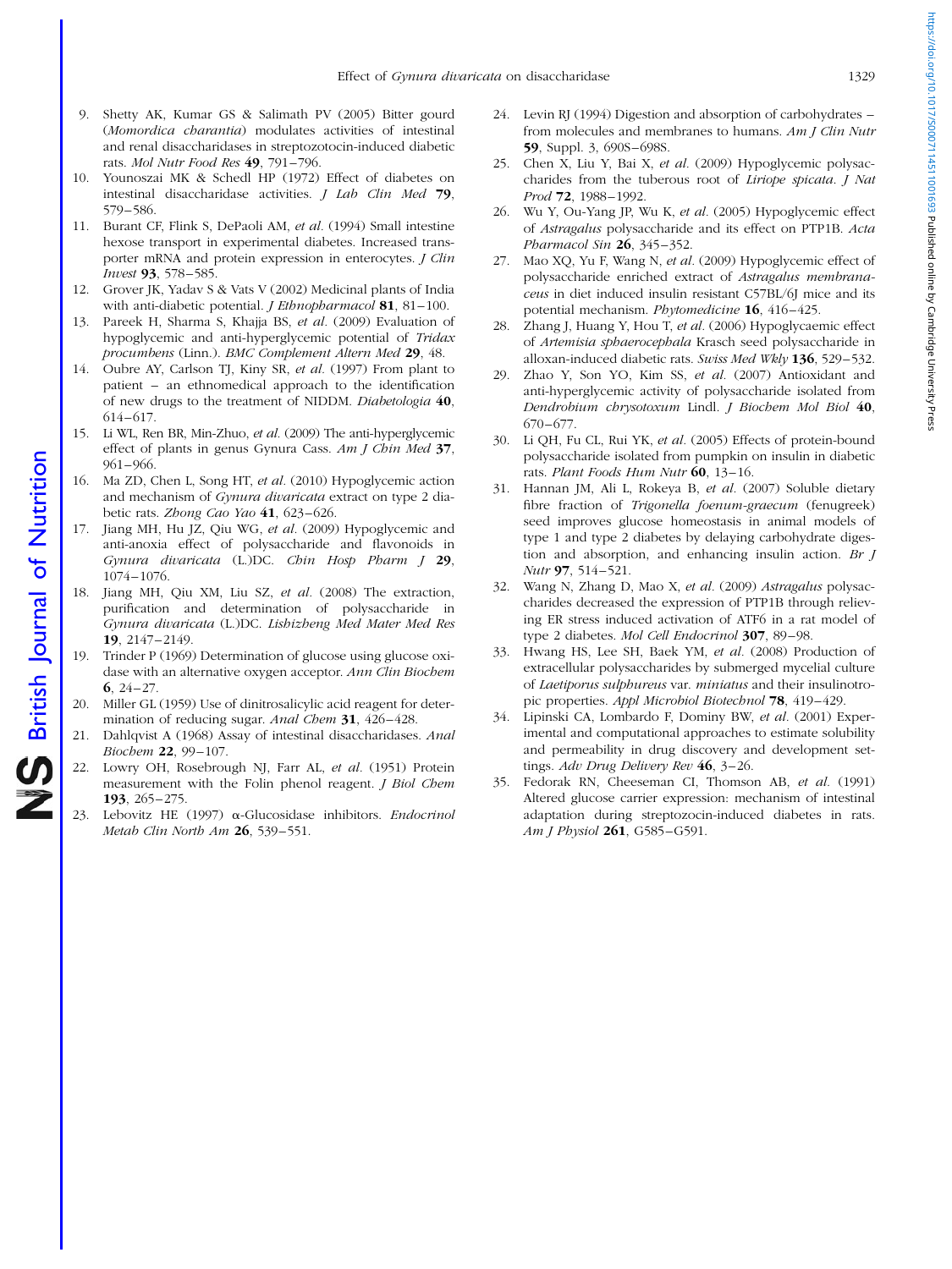9. Shetty AK, Kumar GS & Salimath PV (2005) Bitter gourd (*Momordica charantia*) modulates activities of intestinal and renal disaccharidases in streptozotocin-induced diabetic rats. *Mol Nutr Food Res* **49**, 791–796.
10. Younoszai MK & Schedl HP (1972) Effect of diabetes on intestinal disaccharidase activities. *J Lab Clin Med* **79**, 579–586.
11. Burant CF, Flink S, DePaoli AM, *et al.* (1994) Small intestine hexose transport in experimental diabetes. Increased transporter mRNA and protein expression in enterocytes. *J Clin Invest* **93**, 578–585.
12. Grover JK, Yadav S & Vats V (2002) Medicinal plants of India with anti-diabetic potential. *J Ethnopharmacol* **81**, 81–100.
13. Pareek H, Sharma S, Khajja BS, *et al.* (2009) Evaluation of hypoglycemic and anti-hyperglycemic potential of *Tridax procumbens* (Linn.). *BMC Complement Altern Med* **29**, 48.
14. Oubre AY, Carlson TJ, Kiny SR, *et al.* (1997) From plant to patient – an ethnomedical approach to the identification of new drugs to the treatment of NIDDM. *Diabetologia* **40**, 614–617.
15. Li WL, Ren BR, Min-Zhuo, *et al.* (2009) The anti-hyperglycemic effect of plants in genus Gynura Cass. *Am J Chin Med* **37**, 961–966.
16. Ma ZD, Chen L, Song HT, *et al.* (2010) Hypoglycemic action and mechanism of *Gynura divaricata* extract on type 2 diabetic rats. *Zhong Cao Yao* **41**, 623–626.
17. Jiang MH, Hu JZ, Qiu WG, *et al.* (2009) Hypoglycemic and anti-anoxia effect of polysaccharide and flavonoids in *Gynura divaricata* (L.)DC. *Chin Hosp Pharm J* **29**, 1074–1076.
18. Jiang MH, Qiu XM, Liu SZ, *et al.* (2008) The extraction, purification and determination of polysaccharide in *Gynura divaricata* (L.)DC. *Lishizheng Med Mater Med Res* **19**, 2147–2149.
19. Trinder P (1969) Determination of glucose using glucose oxidase with an alternative oxygen acceptor. *Ann Clin Biochem* **6**, 24–27.
20. Miller GL (1959) Use of dinitrosalicylic acid reagent for determination of reducing sugar. *Anal Chem* **31**, 426–428.
21. Dahlqvist A (1968) Assay of intestinal disaccharidases. *Anal Biochem* **22**, 99–107.
22. Lowry OH, Rosebrough NJ, Farr AL, *et al.* (1951) Protein measurement with the Folin phenol reagent. *J Biol Chem* **193**, 265–275.
23. Lebovitz HE (1997) α-Glucosidase inhibitors. *Endocrinol Metab Clin North Am* **26**, 539–551.
24. Levin RJ (1994) Digestion and absorption of carbohydrates – from molecules and membranes to humans. *Am J Clin Nutr* **59**, Suppl. 3, 690S–698S.
25. Chen X, Liu Y, Bai X, *et al.* (2009) Hypoglycemic polysaccharides from the tuberous root of *Liriope spicata*. *J Nat Prod* **72**, 1988–1992.
26. Wu Y, Ou-Yang JP, Wu K, *et al.* (2005) Hypoglycemic effect of *Astragalus* polysaccharide and its effect on PTP1B. *Acta Pharmacol Sin* **26**, 345–352.
27. Mao XQ, Yu F, Wang N, *et al.* (2009) Hypoglycemic effect of polysaccharide enriched extract of *Astragalus membranaceus* in diet induced insulin resistant C57BL/6J mice and its potential mechanism. *Phytomedicine* **16**, 416–425.
28. Zhang J, Huang Y, Hou T, *et al.* (2006) Hypoglycaemic effect of *Artemisia sphaerocephala* Krasch seed polysaccharide in alloxan-induced diabetic rats. *Swiss Med Wkly* **136**, 529–532.
29. Zhao Y, Son YO, Kim SS, *et al.* (2007) Antioxidant and anti-hyperglycemic activity of polysaccharide isolated from *Dendrobium chrysotoxum* Lindl. *J Biochem Mol Biol* **40**, 670–677.
30. Li QH, Fu CL, Rui YK, *et al.* (2005) Effects of protein-bound polysaccharide isolated from pumpkin on insulin in diabetic rats. *Plant Foods Hum Nutr* **60**, 13–16.
31. Hannan JM, Ali L, Rokeya B, *et al.* (2007) Soluble dietary fibre fraction of *Trigonella foenum-graecum* (fenugreek) seed improves glucose homeostasis in animal models of type 1 and type 2 diabetes by delaying carbohydrate digestion and absorption, and enhancing insulin action. *Br J Nutr* **97**, 514–521.
32. Wang N, Zhang D, Mao X, *et al.* (2009) *Astragalus* polysaccharides decreased the expression of PTP1B through relieving ER stress induced activation of ATF6 in a rat model of type 2 diabetes. *Mol Cell Endocrinol* **307**, 89–98.
33. Hwang HS, Lee SH, Baek YM, *et al.* (2008) Production of extracellular polysaccharides by submerged mycelial culture of *Laetiporus sulphureus* var. *miniatus* and their insulinotropic properties. *Appl Microbiol Biotechnol* **78**, 419–429.
34. Lipinski CA, Lombardo F, Dominy BW, *et al.* (2001) Experimental and computational approaches to estimate solubility and permeability in drug discovery and development settings. *Adv Drug Delivery Rev* **46**, 3–26.
35. Fedorak RN, Cheeseman CI, Thomson AB, *et al.* (1991) Altered glucose carrier expression: mechanism of intestinal adaptation during streptozocin-induced diabetes in rats. *Am J Physiol* **261**, G585–G591.